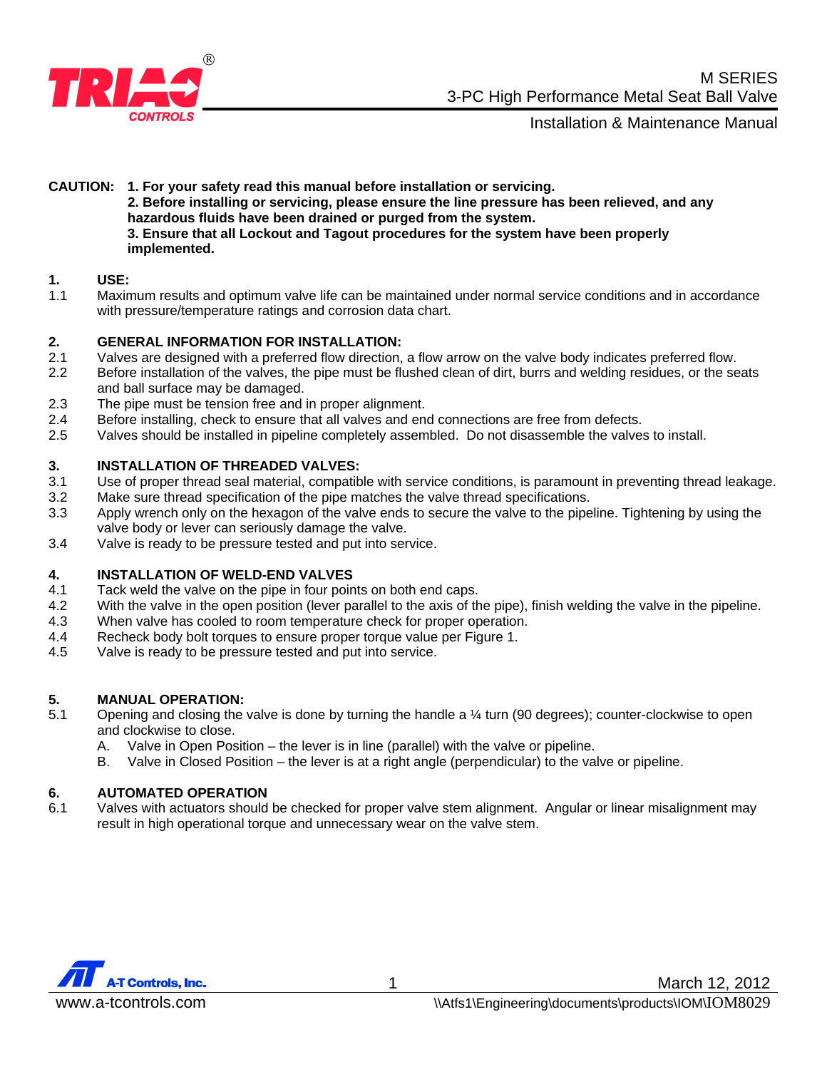# M SERIES
## 3-PC High Performance Metal Seat Ball Valve
### Installation & Maintenance Manual

**CAUTION: 1. For your safety read this manual before installation or servicing.**
**2. Before installing or servicing, please ensure the line pressure has been relieved, and any hazardous fluids have been drained or purged from the system.**
**3. Ensure that all Lockout and Tagout procedures for the system have been properly implemented.**

**1. USE:**

1.1 Maximum results and optimum valve life can be maintained under normal service conditions and in accordance with pressure/temperature ratings and corrosion data chart.

**2. GENERAL INFORMATION FOR INSTALLATION:**

2.1 Valves are designed with a preferred flow direction, a flow arrow on the valve body indicates preferred flow.
2.2 Before installation of the valves, the pipe must be flushed clean of dirt, burrs and welding residues, or the seats and ball surface may be damaged.
2.3 The pipe must be tension free and in proper alignment.
2.4 Before installing, check to ensure that all valves and end connections are free from defects.
2.5 Valves should be installed in pipeline completely assembled. Do not disassemble the valves to install.

**3. INSTALLATION OF THREADED VALVES:**

3.1 Use of proper thread seal material, compatible with service conditions, is paramount in preventing thread leakage.
3.2 Make sure thread specification of the pipe matches the valve thread specifications.
3.3 Apply wrench only on the hexagon of the valve ends to secure the valve to the pipeline. Tightening by using the valve body or lever can seriously damage the valve.
3.4 Valve is ready to be pressure tested and put into service.

**4. INSTALLATION OF WELD-END VALVES**

4.1 Tack weld the valve on the pipe in four points on both end caps.
4.2 With the valve in the open position (lever parallel to the axis of the pipe), finish welding the valve in the pipeline.
4.3 When valve has cooled to room temperature check for proper operation.
4.4 Recheck body bolt torques to ensure proper torque value per Figure 1.
4.5 Valve is ready to be pressure tested and put into service.

**5. MANUAL OPERATION:**

5.1 Opening and closing the valve is done by turning the handle a ¼ turn (90 degrees); counter-clockwise to open and clockwise to close.
  A. Valve in Open Position – the lever is in line (parallel) with the valve or pipeline.
  B. Valve in Closed Position – the lever is at a right angle (perpendicular) to the valve or pipeline.

**6. AUTOMATED OPERATION**

6.1 Valves with actuators should be checked for proper valve stem alignment. Angular or linear misalignment may result in high operational torque and unnecessary wear on the valve stem.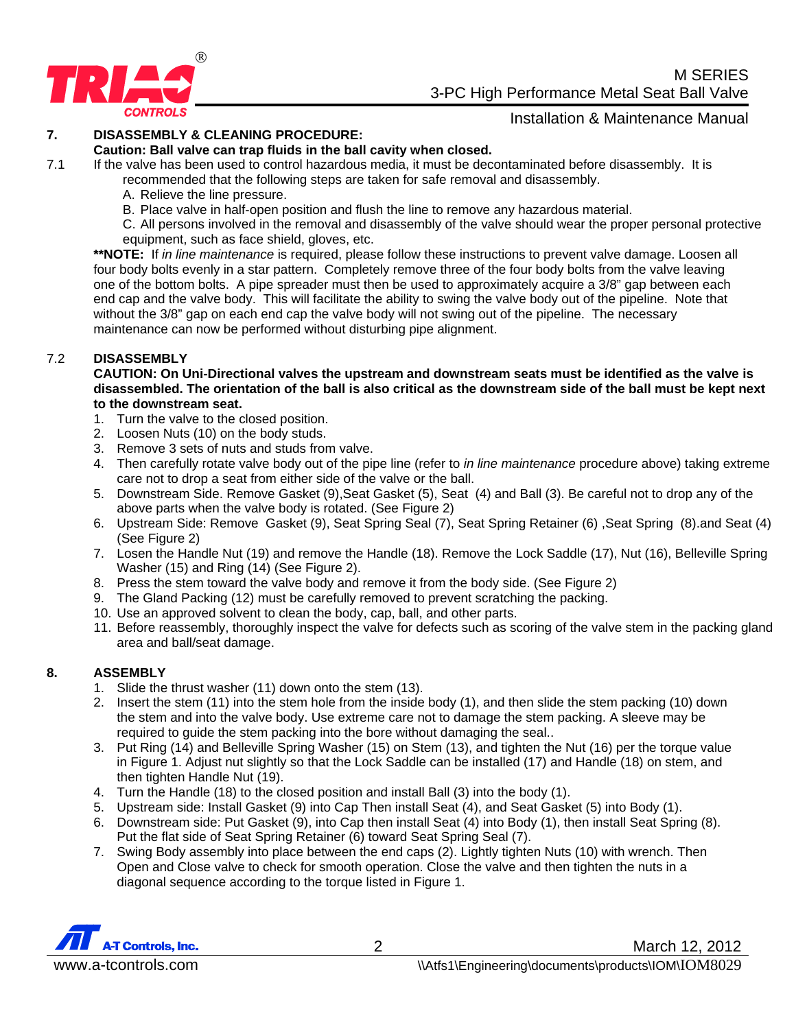## 7. DISASSEMBLY & CLEANING PROCEDURE:

**Caution: Ball valve can trap fluids in the ball cavity when closed.**

7.1 If the valve has been used to control hazardous media, it must be decontaminated before disassembly. It is recommended that the following steps are taken for safe removal and disassembly.

A. Relieve the line pressure.

B. Place valve in half-open position and flush the line to remove any hazardous material.

C. All persons involved in the removal and disassembly of the valve should wear the proper personal protective equipment, such as face shield, gloves, etc.

****NOTE:** If *in line maintenance* is required, please follow these instructions to prevent valve damage. Loosen all four body bolts evenly in a star pattern. Completely remove three of the four body bolts from the valve leaving one of the bottom bolts. A pipe spreader must then be used to approximately acquire a 3/8" gap between each end cap and the valve body. This will facilitate the ability to swing the valve body out of the pipeline. Note that without the 3/8" gap on each end cap the valve body will not swing out of the pipeline. The necessary maintenance can now be performed without disturbing pipe alignment.

### 7.2 DISASSEMBLY

**CAUTION: On Uni-Directional valves the upstream and downstream seats must be identified as the valve is disassembled. The orientation of the ball is also critical as the downstream side of the ball must be kept next to the downstream seat.**

1. Turn the valve to the closed position.
2. Loosen Nuts (10) on the body studs.
3. Remove 3 sets of nuts and studs from valve.
4. Then carefully rotate valve body out of the pipe line (refer to *in line maintenance* procedure above) taking extreme care not to drop a seat from either side of the valve or the ball.
5. Downstream Side. Remove Gasket (9),Seat Gasket (5), Seat (4) and Ball (3). Be careful not to drop any of the above parts when the valve body is rotated. (See Figure 2)
6. Upstream Side: Remove Gasket (9), Seat Spring Seal (7), Seat Spring Retainer (6) ,Seat Spring (8).and Seat (4) (See Figure 2)
7. Losen the Handle Nut (19) and remove the Handle (18). Remove the Lock Saddle (17), Nut (16), Belleville Spring Washer (15) and Ring (14) (See Figure 2).
8. Press the stem toward the valve body and remove it from the body side. (See Figure 2)
9. The Gland Packing (12) must be carefully removed to prevent scratching the packing.
10. Use an approved solvent to clean the body, cap, ball, and other parts.
11. Before reassembly, thoroughly inspect the valve for defects such as scoring of the valve stem in the packing gland area and ball/seat damage.

## 8. ASSEMBLY

1. Slide the thrust washer (11) down onto the stem (13).
2. Insert the stem (11) into the stem hole from the inside body (1), and then slide the stem packing (10) down the stem and into the valve body. Use extreme care not to damage the stem packing. A sleeve may be required to guide the stem packing into the bore without damaging the seal..
3. Put Ring (14) and Belleville Spring Washer (15) on Stem (13), and tighten the Nut (16) per the torque value in Figure 1. Adjust nut slightly so that the Lock Saddle can be installed (17) and Handle (18) on stem, and then tighten Handle Nut (19).
4. Turn the Handle (18) to the closed position and install Ball (3) into the body (1).
5. Upstream side: Install Gasket (9) into Cap Then install Seat (4), and Seat Gasket (5) into Body (1).
6. Downstream side: Put Gasket (9), into Cap then install Seat (4) into Body (1), then install Seat Spring (8). Put the flat side of Seat Spring Retainer (6) toward Seat Spring Seal (7).
7. Swing Body assembly into place between the end caps (2). Lightly tighten Nuts (10) with wrench. Then Open and Close valve to check for smooth operation. Close the valve and then tighten the nuts in a diagonal sequence according to the torque listed in Figure 1.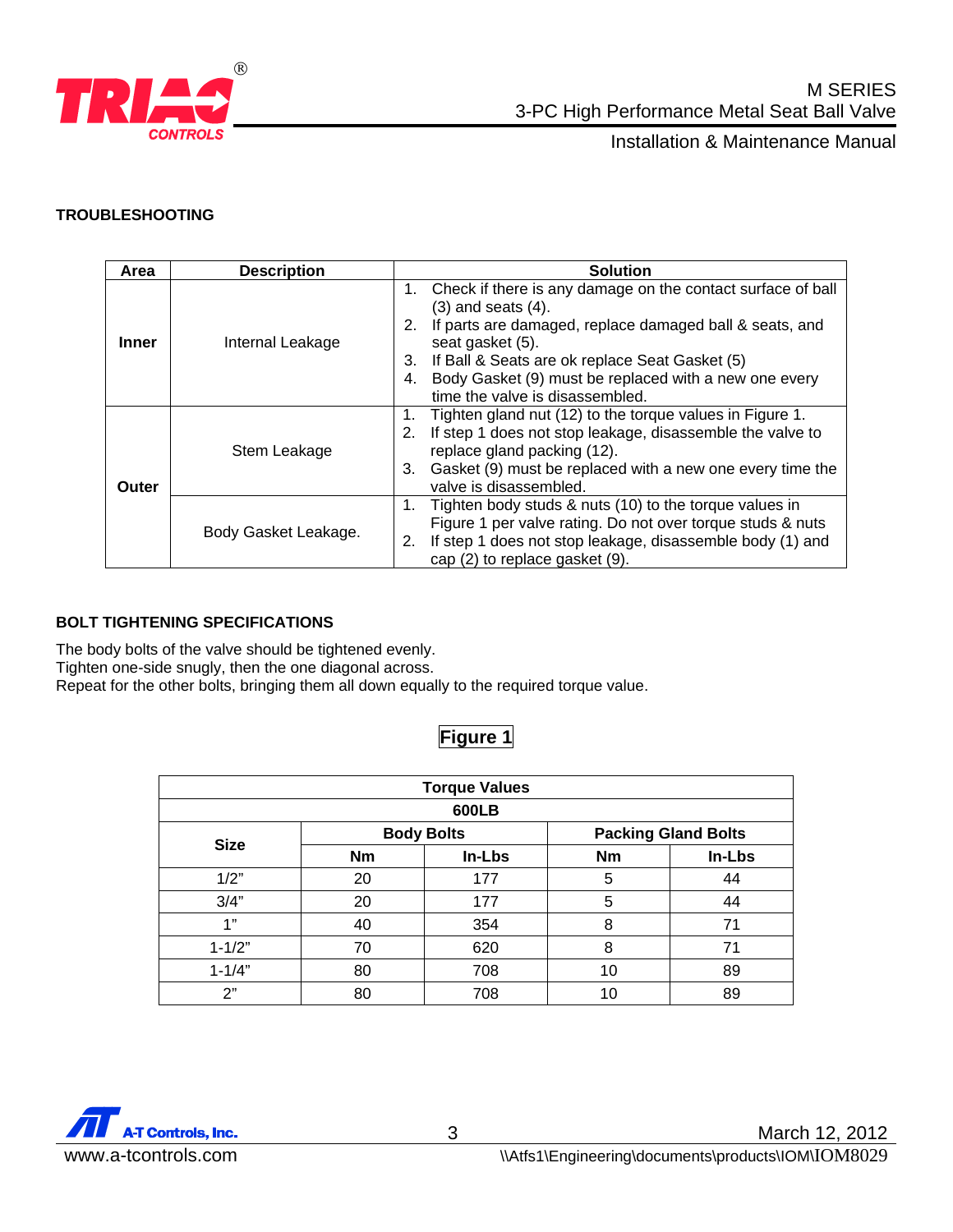## TROUBLESHOOTING

| Area | Description | Solution |
|---|---|---|
| **Inner** | Internal Leakage | 1. Check if there is any damage on the contact surface of ball (3) and seats (4).<br>2. If parts are damaged, replace damaged ball & seats, and seat gasket (5).<br>3. If Ball & Seats are ok replace Seat Gasket (5)<br>4. Body Gasket (9) must be replaced with a new one every time the valve is disassembled. |
| **Outer** | Stem Leakage | 1. Tighten gland nut (12) to the torque values in Figure 1.<br>2. If step 1 does not stop leakage, disassemble the valve to replace gland packing (12).<br>3. Gasket (9) must be replaced with a new one every time the valve is disassembled. |
| | Body Gasket Leakage. | 1. Tighten body studs & nuts (10) to the torque values in Figure 1 per valve rating. Do not over torque studs & nuts<br>2. If step 1 does not stop leakage, disassemble body (1) and cap (2) to replace gasket (9). |

## BOLT TIGHTENING SPECIFICATIONS

The body bolts of the valve should be tightened evenly.
Tighten one-side snugly, then the one diagonal across.
Repeat for the other bolts, bringing them all down equally to the required torque value.

**Figure 1**

| Torque Values | | | | |
|---|---|---|---|---|
| **600LB** | | | | |
| **Size** | **Body Bolts** | | **Packing Gland Bolts** | |
| | **Nm** | **In-Lbs** | **Nm** | **In-Lbs** |
| 1/2” | 20 | 177 | 5 | 44 |
| 3/4” | 20 | 177 | 5 | 44 |
| 1” | 40 | 354 | 8 | 71 |
| 1-1/2” | 70 | 620 | 8 | 71 |
| 1-1/4” | 80 | 708 | 10 | 89 |
| 2” | 80 | 708 | 10 | 89 |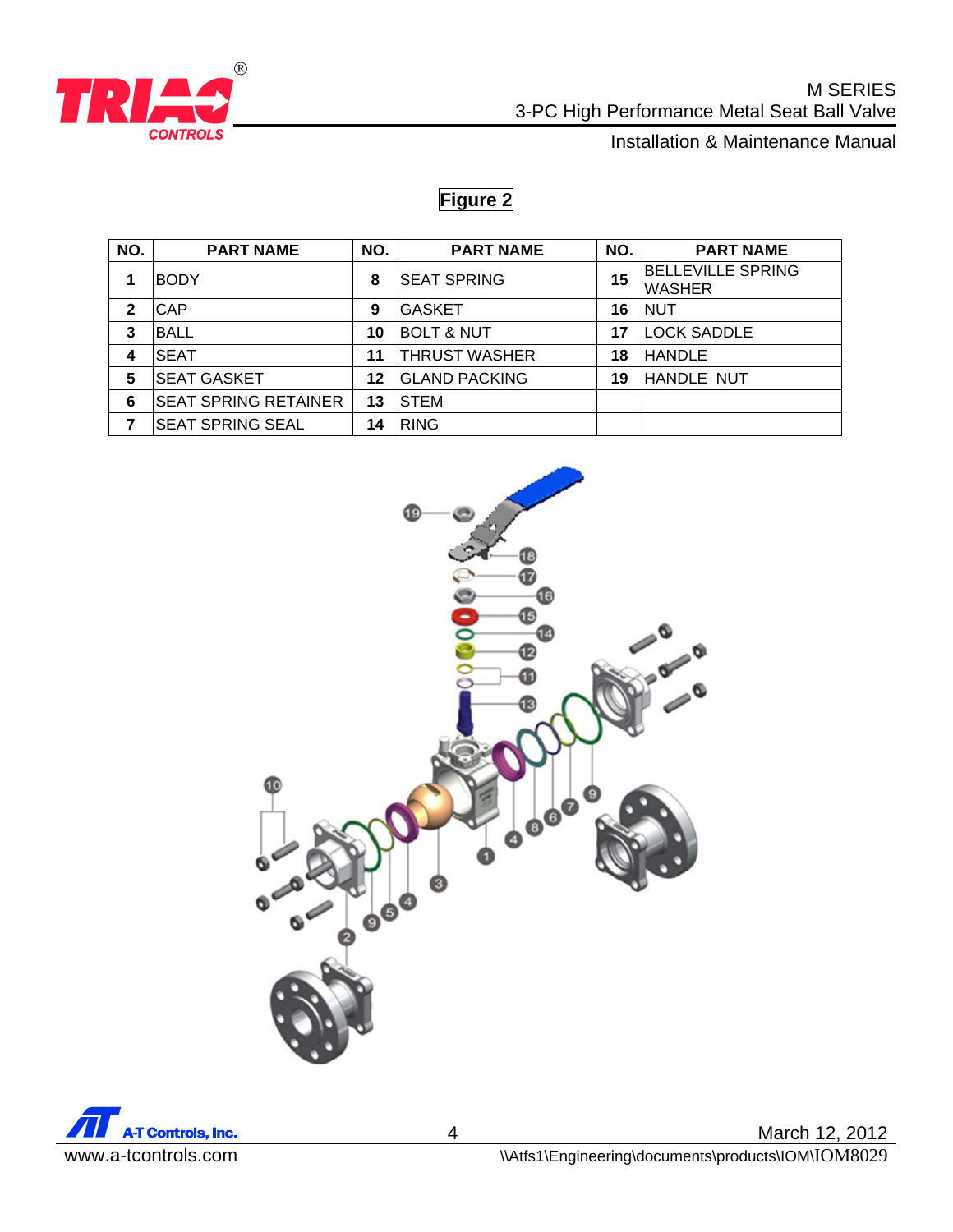## Figure 2

| NO. | PART NAME | NO. | PART NAME | NO. | PART NAME |
|---|---|---|---|---|---|
| 1 | BODY | 8 | SEAT SPRING | 15 | BELLEVILLE SPRING WASHER |
| 2 | CAP | 9 | GASKET | 16 | NUT |
| 3 | BALL | 10 | BOLT & NUT | 17 | LOCK SADDLE |
| 4 | SEAT | 11 | THRUST WASHER | 18 | HANDLE |
| 5 | SEAT GASKET | 12 | GLAND PACKING | 19 | HANDLE NUT |
| 6 | SEAT SPRING RETAINER | 13 | STEM | | |
| 7 | SEAT SPRING SEAL | 14 | RING | | |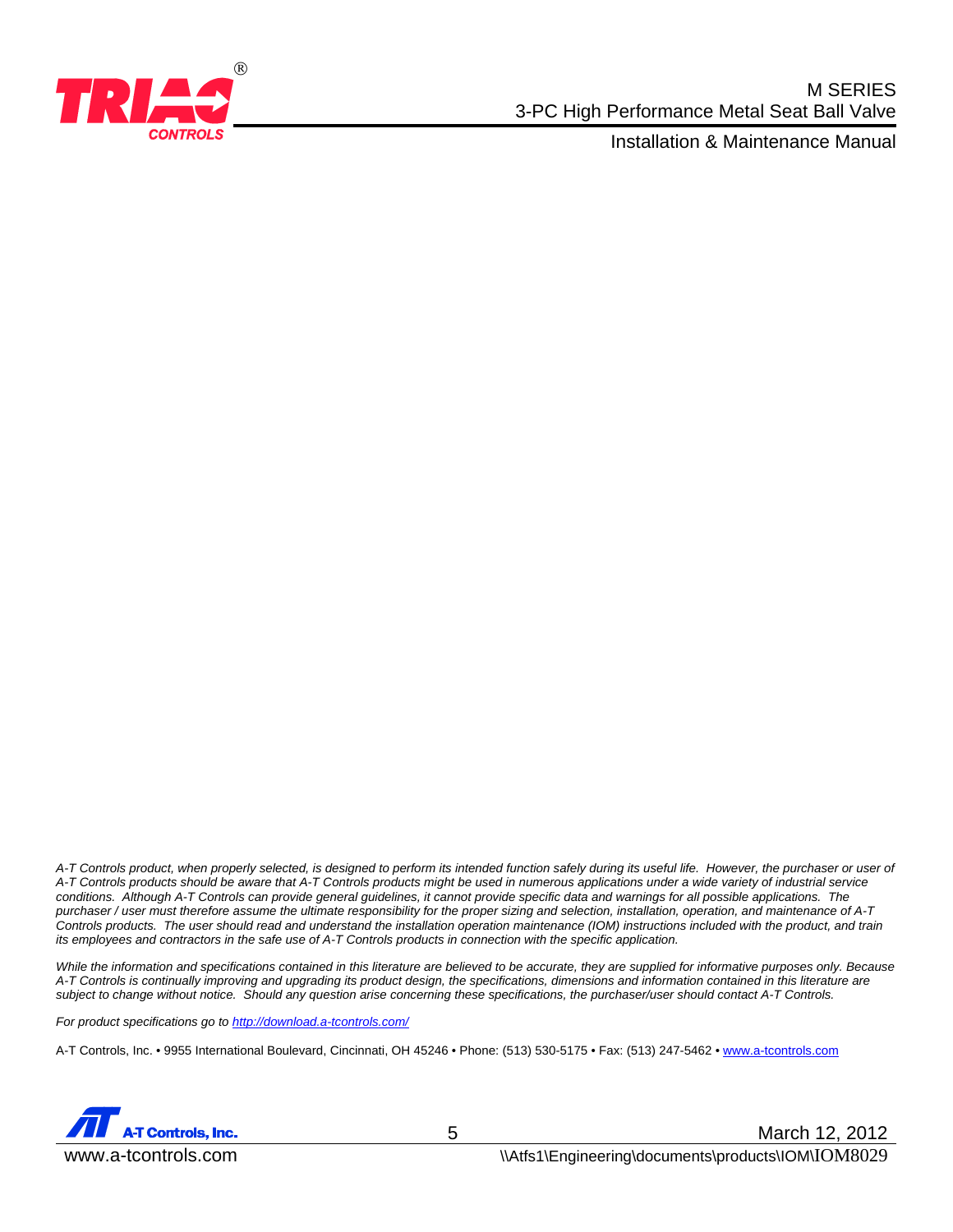*A-T Controls product, when properly selected, is designed to perform its intended function safely during its useful life. However, the purchaser or user of A-T Controls products should be aware that A-T Controls products might be used in numerous applications under a wide variety of industrial service conditions. Although A-T Controls can provide general guidelines, it cannot provide specific data and warnings for all possible applications. The purchaser / user must therefore assume the ultimate responsibility for the proper sizing and selection, installation, operation, and maintenance of A-T Controls products. The user should read and understand the installation operation maintenance (IOM) instructions included with the product, and train its employees and contractors in the safe use of A-T Controls products in connection with the specific application.*

*While the information and specifications contained in this literature are believed to be accurate, they are supplied for informative purposes only. Because A-T Controls is continually improving and upgrading its product design, the specifications, dimensions and information contained in this literature are subject to change without notice. Should any question arise concerning these specifications, the purchaser/user should contact A-T Controls.*

*For product specifications go to [http://download.a-tcontrols.com/](http://download.a-tcontrols.com/)*

A-T Controls, Inc. • 9955 International Boulevard, Cincinnati, OH 45246 • Phone: (513) 530-5175 • Fax: (513) 247-5462 • [www.a-tcontrols.com](http://www.a-tcontrols.com)